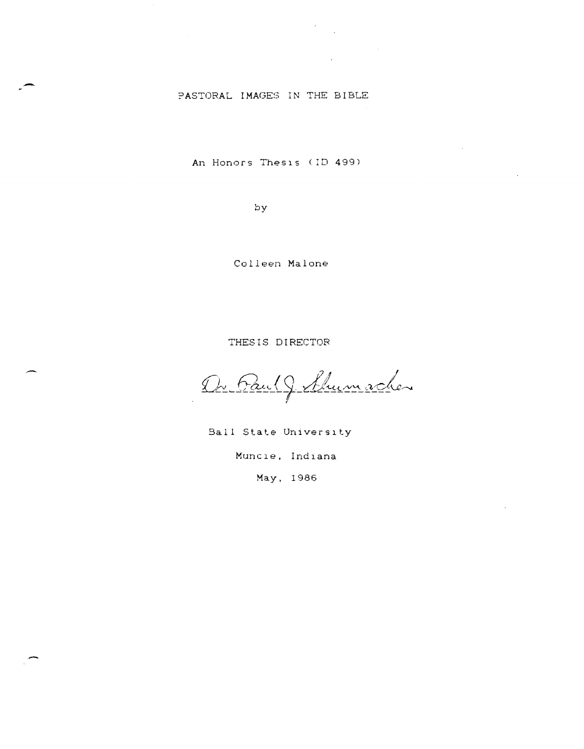# PASTORAL IMAGES IN THE BIBLE

An Honors Thesis (ID 499)

by

Colleen Malone

THESIS DIRECTOR

Dr. Paul J. Schumacher

Ball State University

Muncie, Indiana

May, 1986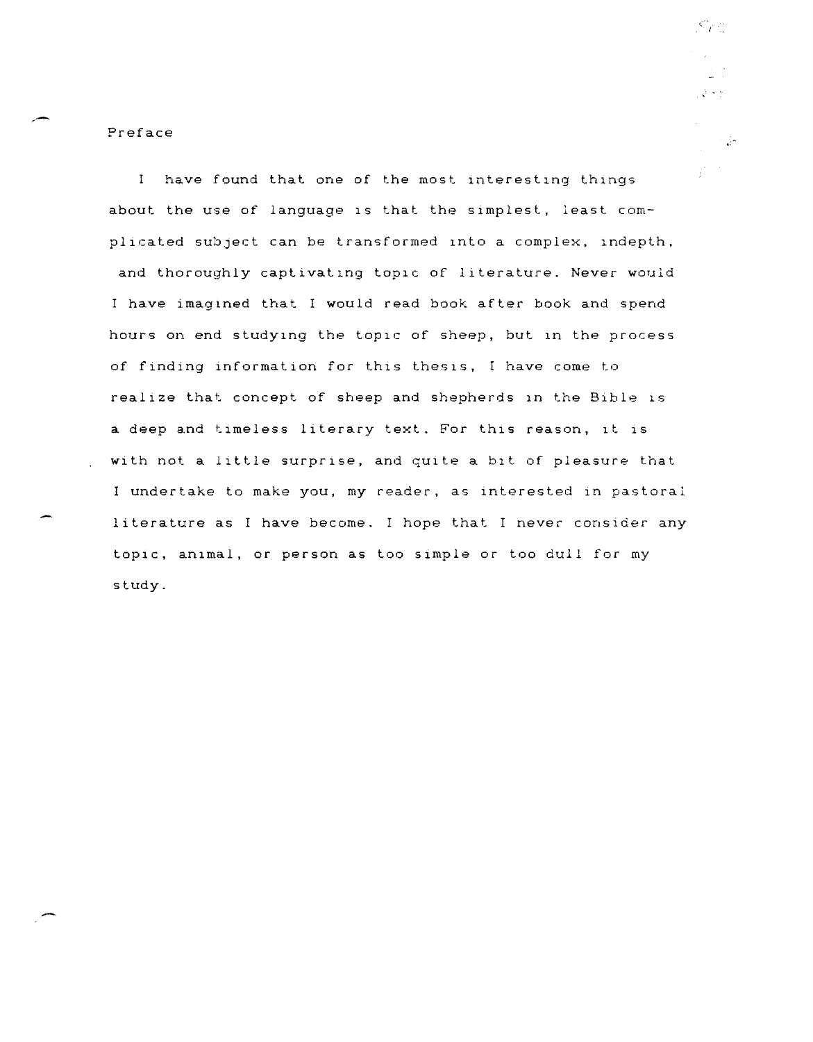# Preface

I have found that one of the most interesting things about the use of language is that the simplest, least complicated subject can be transformed into a complex, indepth, and thoroughly captivating topic of literature. Never would I have imagined that I would read book after book and spend hours on end studying the topic of sheep, but in the process of finding information for this thesis, I have come to realize that concept of sheep and shepherds in the Bible is a deep and timeless literary text. For this reason, it is with not a little surprise, and quite a bit of pleasure that I undertake to make you, my reader, as interested in pastoral literature as I have become. I hope that I never consider any topic, animal, or person as too simple or too dull for my study.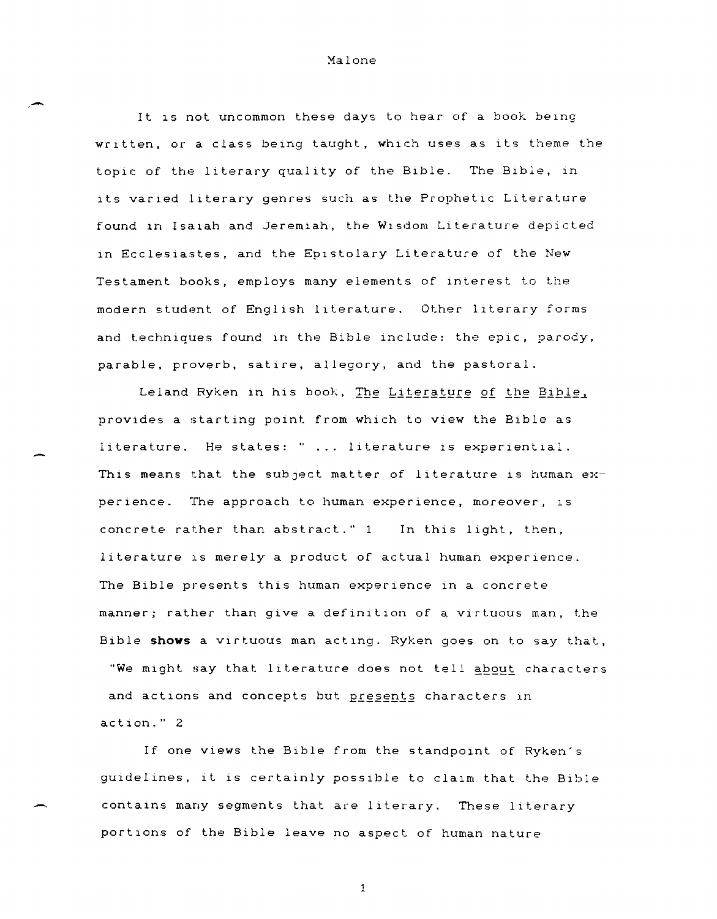It is not uncommon these days to hear of a book being written, or a class being taught, which uses as its theme the topic of the literary quality of the Bible. The Bible, in its varied literary genres such as the Prophetic Literature found in Isaiah and Jeremiah, the Wisdom Literature depicted in Ecclesiastes, and the Epistolary Literature of the New Testament books, employs many elements of interest to the modern student of English literature. Other literary forms and techniques found in the Bible include: the epic, parody, parable, proverb, satire, allegory, and the pastoral.

Leland Ryken in his book, The Literature of the Bible, provides a starting point from which to view the Bible as literature. He states: " ... literature is experiential. This means that the subject matter of literature is human experience. The approach to human experience, moreover, is concrete rather than abstract." 1 In this light, then, literature is merely a product of actual human experience. The Bible presents this human experience in a concrete manner; rather than give a definition of a virtuous man, the Bible **shows** a virtuous man acting. Ryken goes on to say that, "We might say that literature does not tell about characters and actions and concepts but presents characters in action." 2

If one views the Bible from the standpoint of Ryken's guidelines, it is certainly possible to claim that the Bible contains many segments that are literary. These literary portions of the Bible leave no aspect of human nature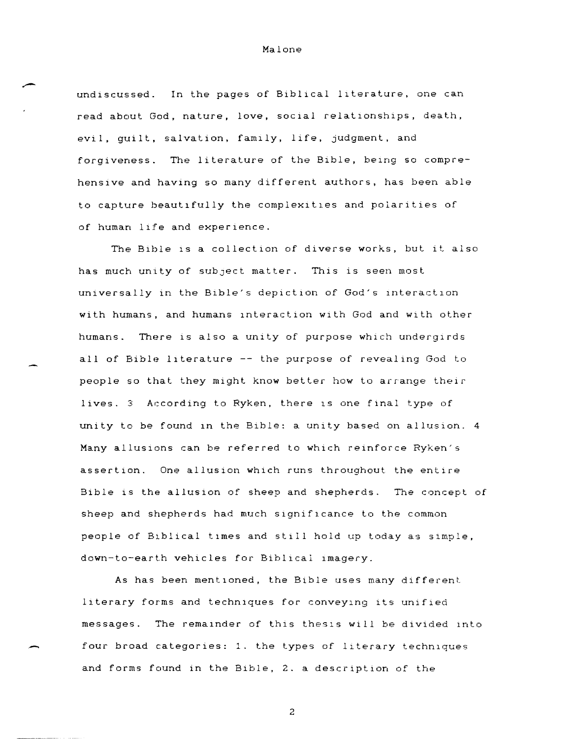undiscussed. In the pages of Biblical literature, one can read about God, nature, love, social relationships, death, evil, guilt, salvation, family, life, judgment, and forgiveness. The literature of the Bible, being so comprehensive and having so many different authors, has been able to capture beautifully the complexities and polarities of of human life and experience.

The Bible is a collection of diverse works, but it also has much unity of subject matter. This is seen most universally in the Bible's depiction of God's interaction with humans, and humans interaction with God and with other humans. There is also a unity of purpose which undergirds all of Bible literature -- the purpose of revealing God to people so that they might know better how to arrange their lives. [3] According to Ryken, there is one final type of unity to be found in the Bible: a unity based on allusion. [4] Many allusions can be referred to which reinforce Ryken's assertion. One allusion which runs throughout the entire Bible is the allusion of sheep and shepherds. The concept of sheep and shepherds had much significance to the common people of Biblical times and still hold up today as simple, down-to-earth vehicles for Biblical imagery.

As has been mentioned, the Bible uses many different literary forms and techniques for conveying its unified messages. The remainder of this thesis will be divided into four broad categories: 1. the types of literary techniques and forms found in the Bible, 2. a description of the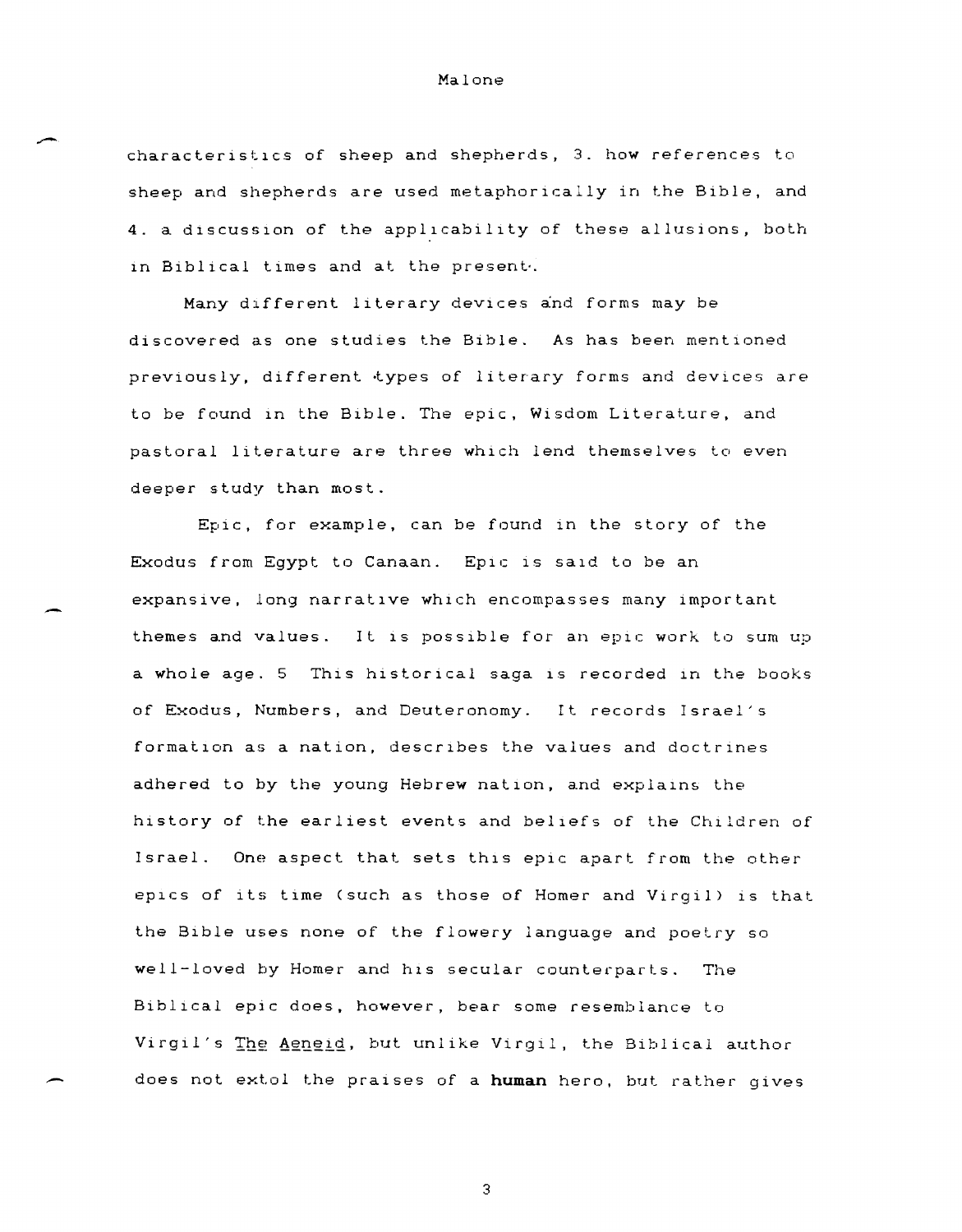characteristics of sheep and shepherds, 3. how references to sheep and shepherds are used metaphorically in the Bible, and 4. a discussion of the applicability of these allusions, both in Biblical times and at the present.

Many different literary devices and forms may be discovered as one studies the Bible. As has been mentioned previously, different types of literary forms and devices are to be found in the Bible. The epic, Wisdom Literature, and pastoral literature are three which lend themselves to even deeper study than most.

Epic, for example, can be found in the story of the Exodus from Egypt to Canaan. Epic is said to be an expansive, long narrative which encompasses many important themes and values. It is possible for an epic work to sum up a whole age. 5 This historical saga is recorded in the books of Exodus, Numbers, and Deuteronomy. It records Israel's formation as a nation, describes the values and doctrines adhered to by the young Hebrew nation, and explains the history of the earliest events and beliefs of the Children of Israel. One aspect that sets this epic apart from the other epics of its time (such as those of Homer and Virgil) is that the Bible uses none of the flowery language and poetry so well-loved by Homer and his secular counterparts. The Biblical epic does, however, bear some resemblance to Virgil's _The Aeneid_, but unlike Virgil, the Biblical author does not extol the praises of a **human** hero, but rather gives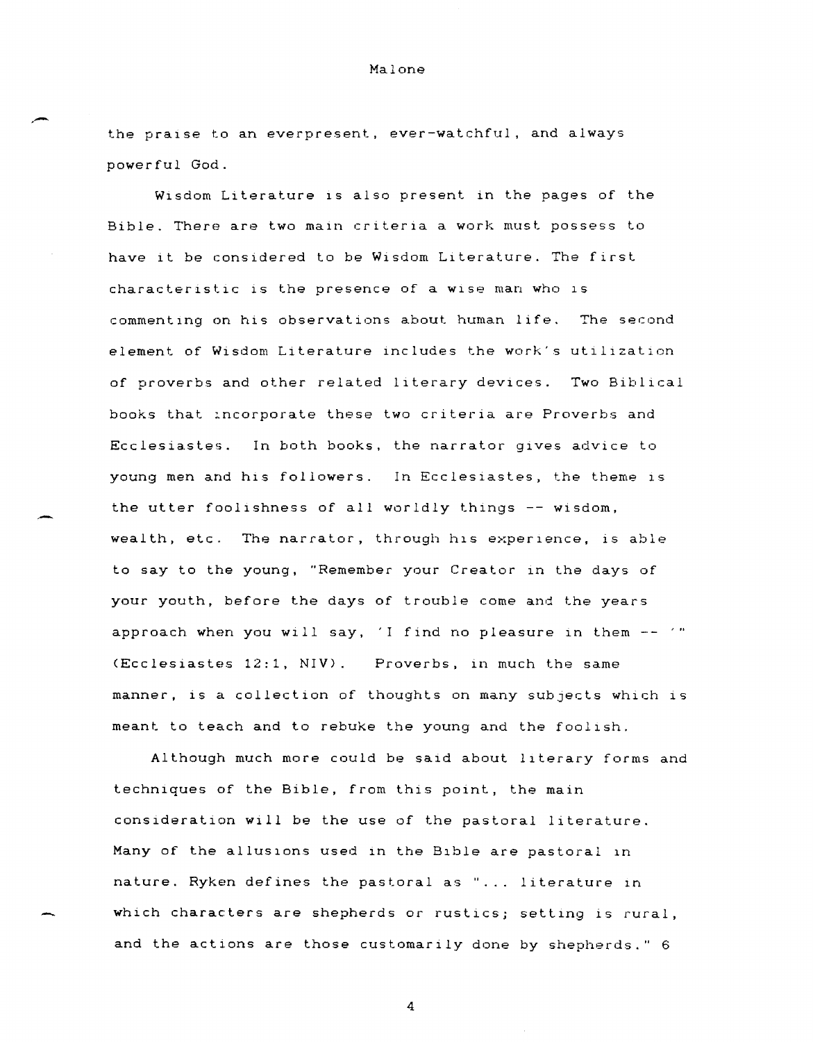the praise to an everpresent, ever-watchful, and always powerful God.

Wisdom Literature is also present in the pages of the Bible. There are two main criteria a work must possess to have it be considered to be Wisdom Literature. The first characteristic is the presence of a wise man who is commenting on his observations about human life. The second element of Wisdom Literature includes the work's utilization of proverbs and other related literary devices. Two Biblical books that incorporate these two criteria are Proverbs and Ecclesiastes. In both books, the narrator gives advice to young men and his followers. In Ecclesiastes, the theme is the utter foolishness of all worldly things -- wisdom, wealth, etc. The narrator, through his experience, is able to say to the young, "Remember your Creator in the days of your youth, before the days of trouble come and the years approach when you will say, 'I find no pleasure in them -- '" (Ecclesiastes 12:1, NIV). Proverbs, in much the same manner, is a collection of thoughts on many subjects which is meant to teach and to rebuke the young and the foolish.

Although much more could be said about literary forms and techniques of the Bible, from this point, the main consideration will be the use of the pastoral literature. Many of the allusions used in the Bible are pastoral in nature. Ryken defines the pastoral as "... literature in which characters are shepherds or rustics; setting is rural, and the actions are those customarily done by shepherds." 6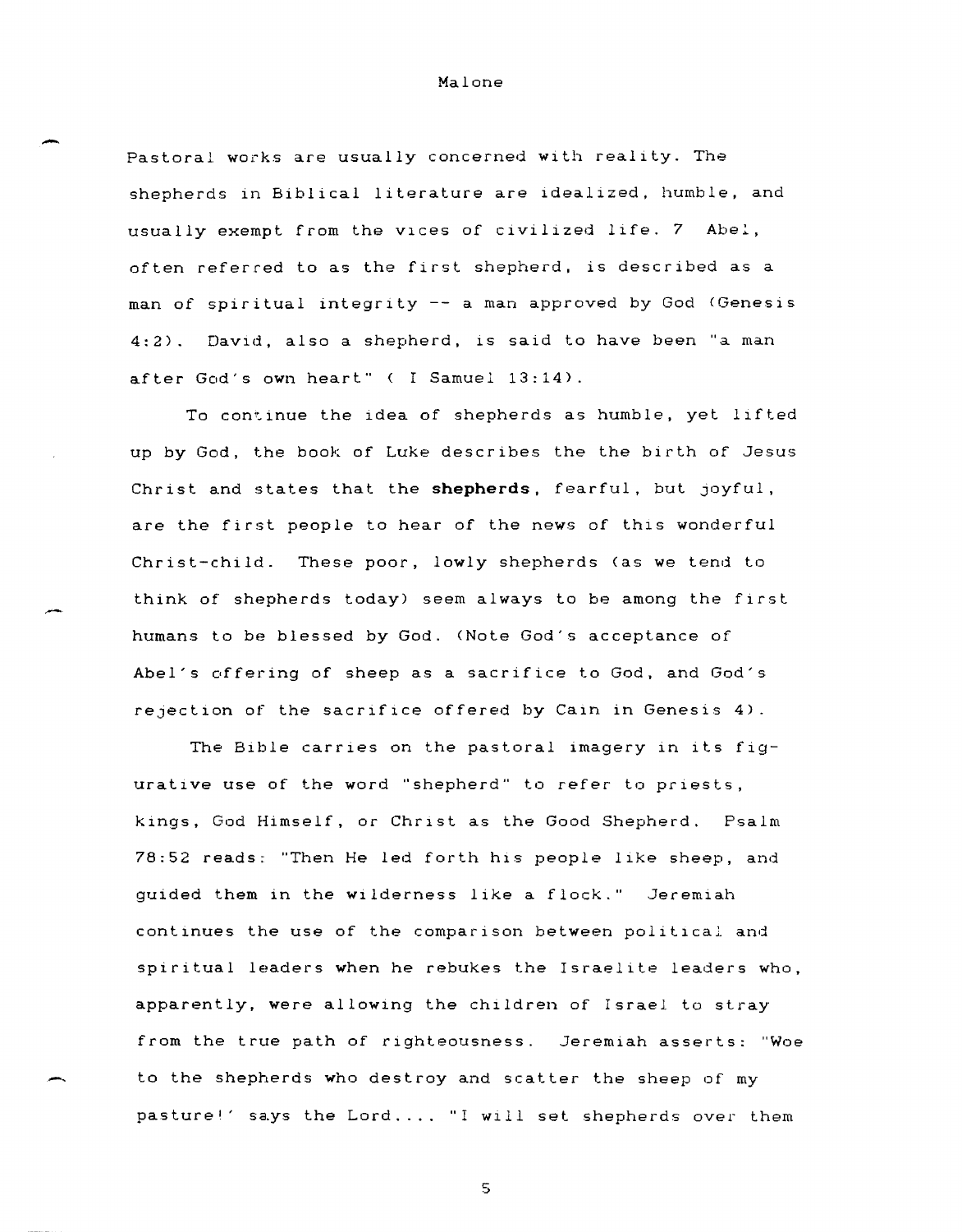Pastoral works are usually concerned with reality. The shepherds in Biblical literature are idealized, humble, and usually exempt from the vices of civilized life. 7 Abel, often referred to as the first shepherd, is described as a man of spiritual integrity -- a man approved by God (Genesis 4:2). David, also a shepherd, is said to have been "a man after God's own heart" ( I Samuel 13:14).

To continue the idea of shepherds as humble, yet lifted up by God, the book of Luke describes the the birth of Jesus Christ and states that the **shepherds**, fearful, but joyful, are the first people to hear of the news of this wonderful Christ-child. These poor, lowly shepherds (as we tend to think of shepherds today) seem always to be among the first humans to be blessed by God. (Note God's acceptance of Abel's offering of sheep as a sacrifice to God, and God's rejection of the sacrifice offered by Cain in Genesis 4).

The Bible carries on the pastoral imagery in its figurative use of the word "shepherd" to refer to priests, kings, God Himself, or Christ as the Good Shepherd. Psalm 78:52 reads: "Then He led forth his people like sheep, and guided them in the wilderness like a flock." Jeremiah continues the use of the comparison between political and spiritual leaders when he rebukes the Israelite leaders who, apparently, were allowing the children of Israel to stray from the true path of righteousness. Jeremiah asserts: "Woe to the shepherds who destroy and scatter the sheep of my pasture!' says the Lord.... "I will set shepherds over them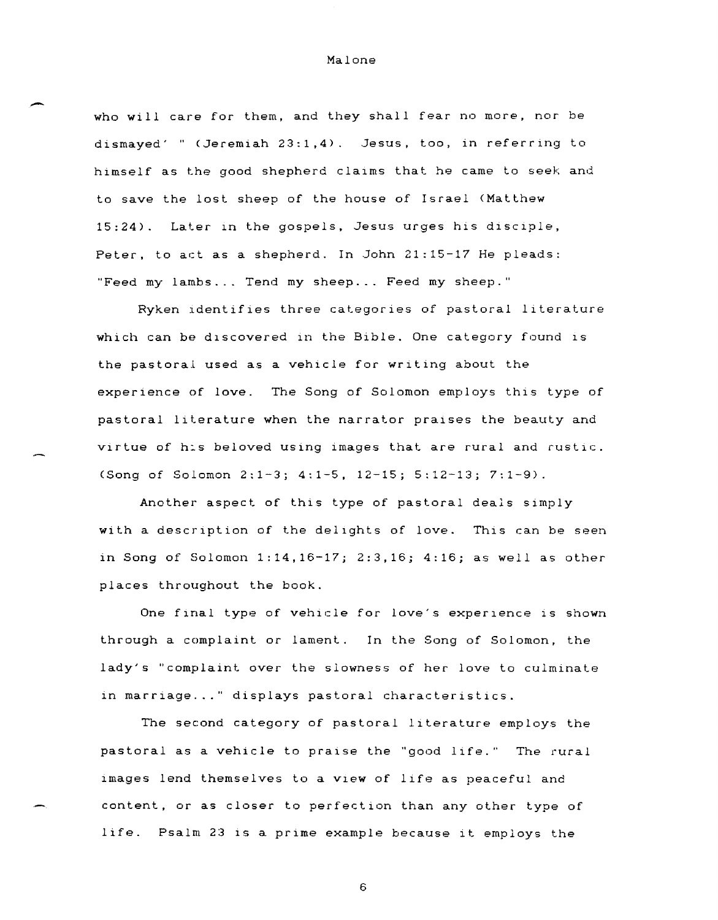who will care for them, and they shall fear no more, nor be dismayed' " (Jeremiah 23:1,4). Jesus, too, in referring to himself as the good shepherd claims that he came to seek and to save the lost sheep of the house of Israel (Matthew 15:24). Later in the gospels, Jesus urges his disciple, Peter, to act as a shepherd. In John 21:15-17 He pleads: "Feed my lambs... Tend my sheep... Feed my sheep."

Ryken identifies three categories of pastoral literature which can be discovered in the Bible. One category found is the pastoral used as a vehicle for writing about the experience of love. The Song of Solomon employs this type of pastoral literature when the narrator praises the beauty and virtue of his beloved using images that are rural and rustic. (Song of Solomon 2:1-3; 4:1-5, 12-15; 5:12-13; 7:1-9).

Another aspect of this type of pastoral deals simply with a description of the delights of love. This can be seen in Song of Solomon 1:14,16-17; 2:3,16; 4:16; as well as other places throughout the book.

One final type of vehicle for love's experience is shown through a complaint or lament. In the Song of Solomon, the lady's "complaint over the slowness of her love to culminate in marriage..." displays pastoral characteristics.

The second category of pastoral literature employs the pastoral as a vehicle to praise the "good life." The rural images lend themselves to a view of life as peaceful and content, or as closer to perfection than any other type of life. Psalm 23 is a prime example because it employs the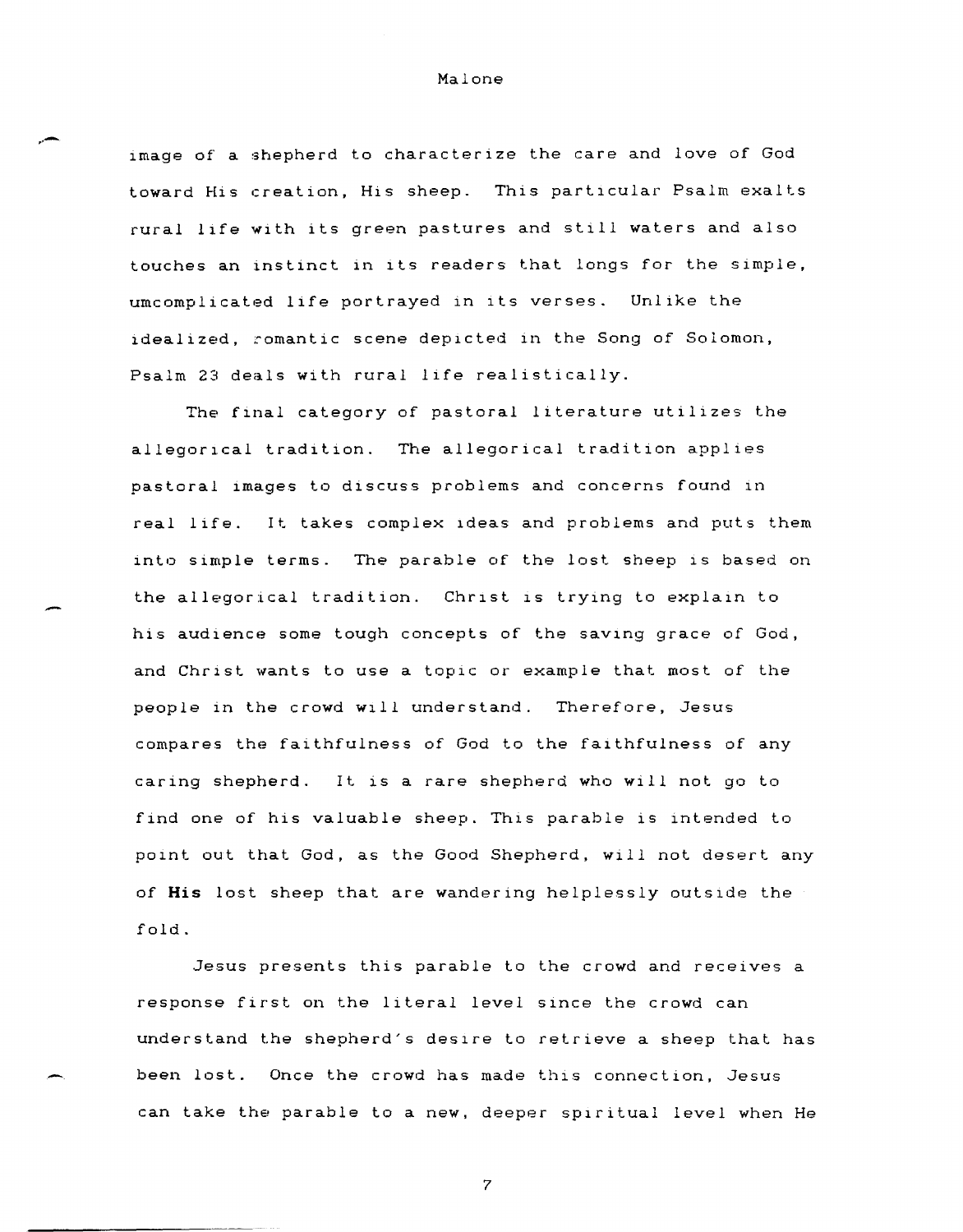image of a shepherd to characterize the care and love of God toward His creation, His sheep. This particular Psalm exalts rural life with its green pastures and still waters and also touches an instinct in its readers that longs for the simple, umcomplicated life portrayed in its verses. Unlike the idealized, romantic scene depicted in the Song of Solomon, Psalm 23 deals with rural life realistically.

The final category of pastoral literature utilizes the allegorical tradition. The allegorical tradition applies pastoral images to discuss problems and concerns found in real life. It takes complex ideas and problems and puts them into simple terms. The parable of the lost sheep is based on the allegorical tradition. Christ is trying to explain to his audience some tough concepts of the saving grace of God, and Christ wants to use a topic or example that most of the people in the crowd will understand. Therefore, Jesus compares the faithfulness of God to the faithfulness of any caring shepherd. It is a rare shepherd who will not go to find one of his valuable sheep. This parable is intended to point out that God, as the Good Shepherd, will not desert any of **His** lost sheep that are wandering helplessly outside the fold.

Jesus presents this parable to the crowd and receives a response first on the literal level since the crowd can understand the shepherd's desire to retrieve a sheep that has been lost. Once the crowd has made this connection, Jesus can take the parable to a new, deeper spiritual level when He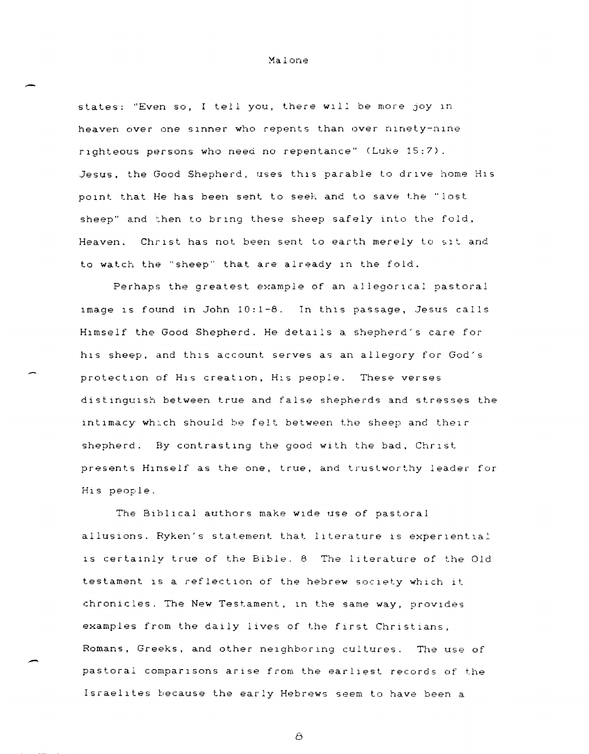states: "Even so, I tell you, there will be more joy in heaven over one sinner who repents than over ninety-nine righteous persons who need no repentance" (Luke 15:7). Jesus, the Good Shepherd, uses this parable to drive home His point that He has been sent to seek and to save the "lost sheep" and then to bring these sheep safely into the fold, Heaven. Christ has not been sent to earth merely to sit and to watch the "sheep" that are already in the fold.

Perhaps the greatest example of an allegorical pastoral image is found in John 10:1-8. In this passage, Jesus calls Himself the Good Shepherd. He details a shepherd's care for his sheep, and this account serves as an allegory for God's protection of His creation, His people. These verses distinguish between true and false shepherds and stresses the intimacy which should be felt between the sheep and their shepherd. By contrasting the good with the bad, Christ presents Himself as the one, true, and trustworthy leader for His people.

The Biblical authors make wide use of pastoral allusions. Ryken's statement that literature is experiential is certainly true of the Bible. 8 The literature of the Old testament is a reflection of the hebrew society which it chronicles. The New Testament, in the same way, provides examples from the daily lives of the first Christians, Romans, Greeks, and other neighboring cultures. The use of pastoral comparisons arise from the earliest records of the Israelites because the early Hebrews seem to have been a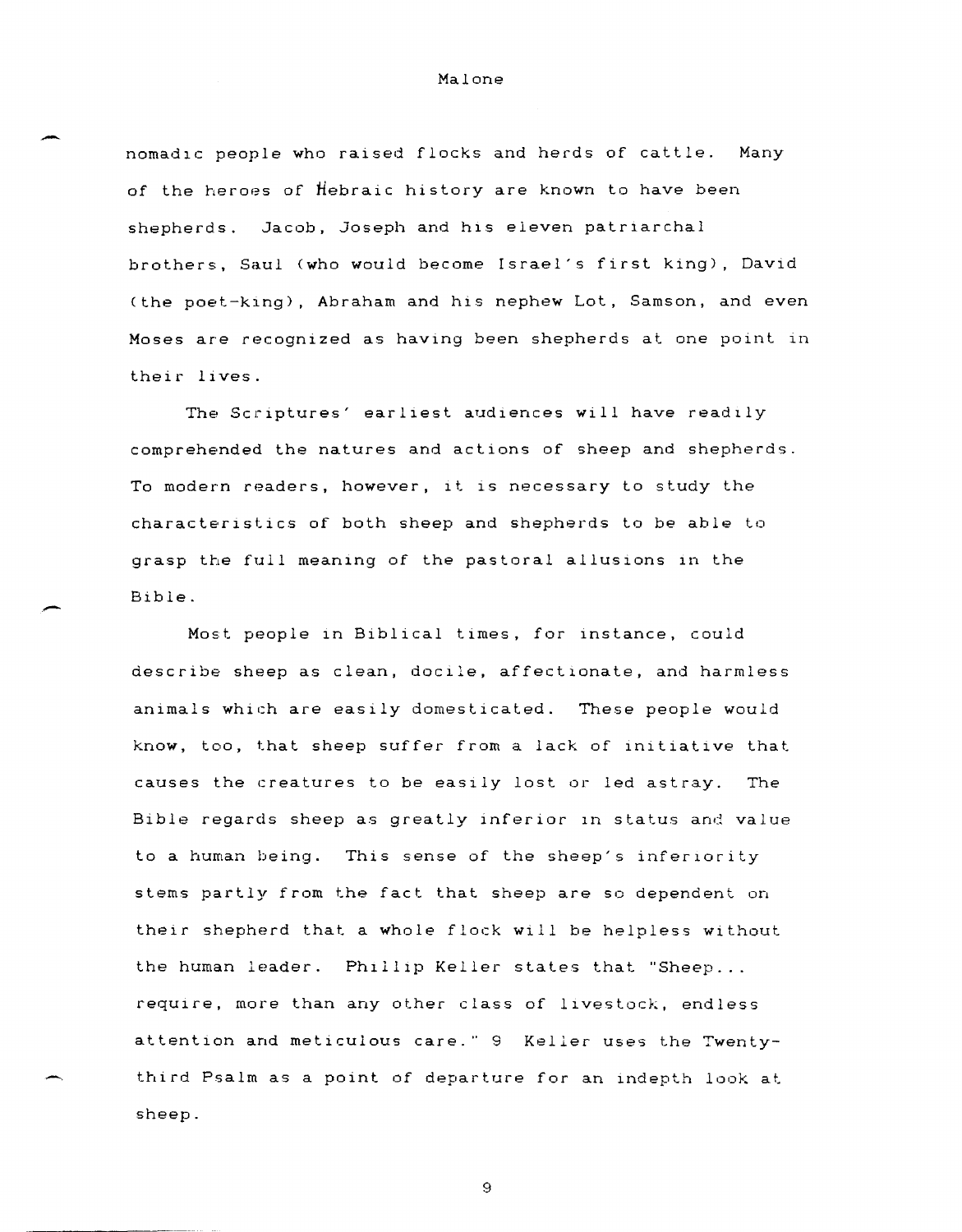nomadic people who raised flocks and herds of cattle. Many of the heroes of Hebraic history are known to have been shepherds. Jacob, Joseph and his eleven patriarchal brothers, Saul (who would become Israel's first king), David (the poet-king), Abraham and his nephew Lot, Samson, and even Moses are recognized as having been shepherds at one point in their lives.

The Scriptures' earliest audiences will have readily comprehended the natures and actions of sheep and shepherds. To modern readers, however, it is necessary to study the characteristics of both sheep and shepherds to be able to grasp the full meaning of the pastoral allusions in the Bible.

Most people in Biblical times, for instance, could describe sheep as clean, docile, affectionate, and harmless animals which are easily domesticated. These people would know, too, that sheep suffer from a lack of initiative that causes the creatures to be easily lost or led astray. The Bible regards sheep as greatly inferior in status and value to a human being. This sense of the sheep's inferiority stems partly from the fact that sheep are so dependent on their shepherd that a whole flock will be helpless without the human leader. Phillip Keller states that "Sheep... require, more than any other class of livestock, endless attention and meticulous care." 9 Keller uses the Twenty-third Psalm as a point of departure for an indepth look at sheep.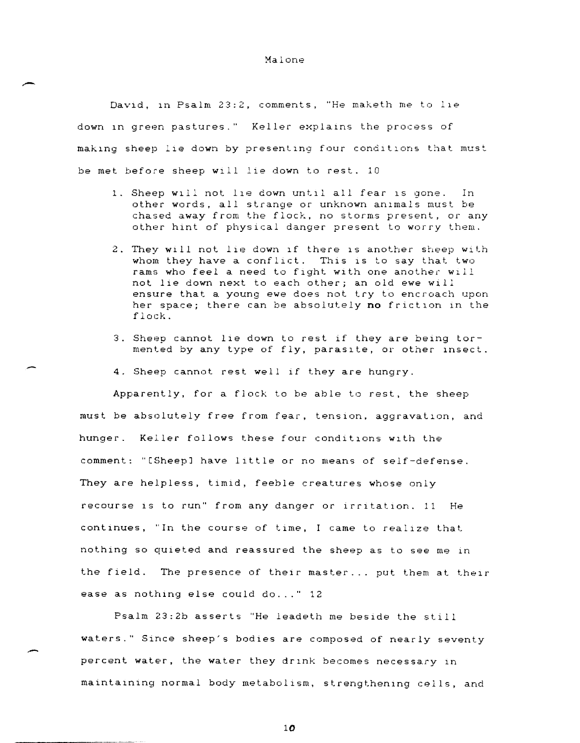David, in Psalm 23:2, comments, "He maketh me to lie down in green pastures." Keller explains the process of making sheep lie down by presenting four conditions that must be met before sheep will lie down to rest. 10

1. Sheep will not lie down until all fear is gone. In other words, all strange or unknown animals must be chased away from the flock, no storms present, or any other hint of physical danger present to worry them.

2. They will not lie down if there is another sheep with whom they have a conflict. This is to say that two rams who feel a need to fight with one another will not lie down next to each other; an old ewe will ensure that a young ewe does not try to encroach upon her space; there can be absolutely **no** friction in the flock.

3. Sheep cannot lie down to rest if they are being tormented by any type of fly, parasite, or other insect.

4. Sheep cannot rest well if they are hungry.

Apparently, for a flock to be able to rest, the sheep must be absolutely free from fear, tension, aggravation, and hunger. Keller follows these four conditions with the comment: "[Sheep] have little or no means of self-defense. They are helpless, timid, feeble creatures whose only recourse is to run" from any danger or irritation. 11 He continues, "In the course of time, I came to realize that nothing so quieted and reassured the sheep as to see me in the field. The presence of their master... put them at their ease as nothing else could do..." 12

Psalm 23:2b asserts "He leadeth me beside the still waters." Since sheep's bodies are composed of nearly seventy percent water, the water they drink becomes necessary in maintaining normal body metabolism, strengthening cells, and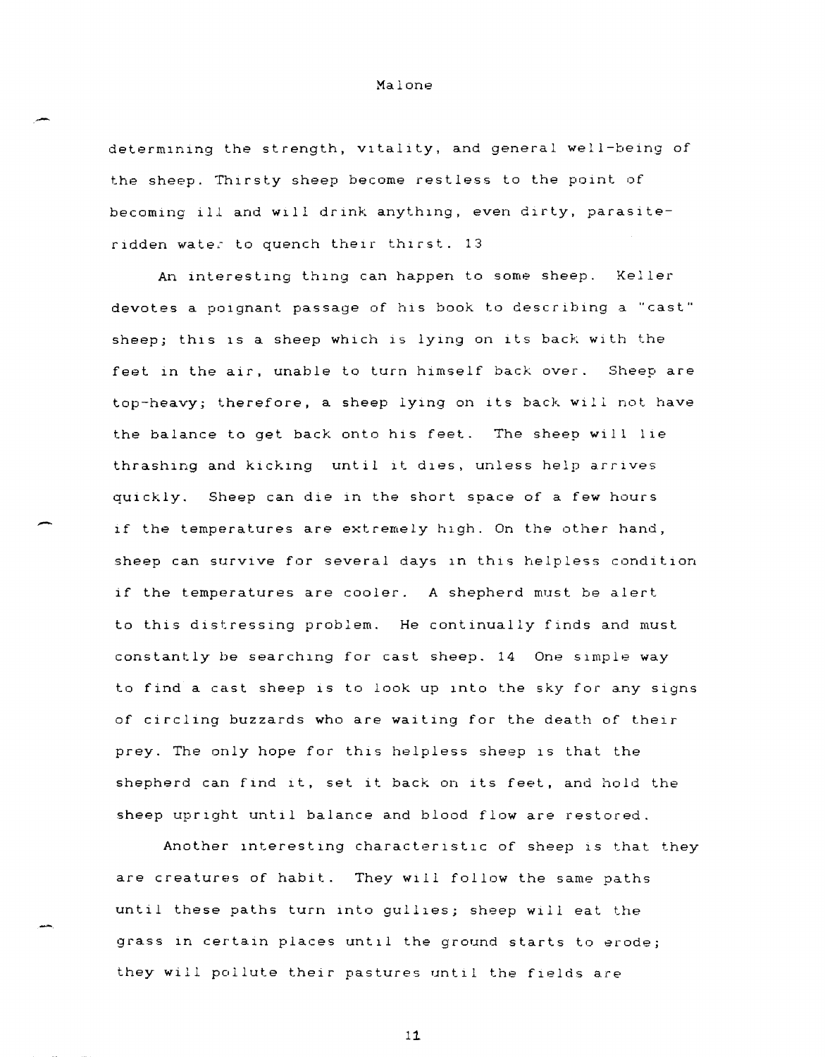determining the strength, vitality, and general well-being of the sheep. Thirsty sheep become restless to the point of becoming ill and will drink anything, even dirty, parasite-ridden water to quench their thirst. 13

An interesting thing can happen to some sheep. Keller devotes a poignant passage of his book to describing a "cast" sheep; this is a sheep which is lying on its back with the feet in the air, unable to turn himself back over. Sheep are top-heavy; therefore, a sheep lying on its back will not have the balance to get back onto his feet. The sheep will lie thrashing and kicking until it dies, unless help arrives quickly. Sheep can die in the short space of a few hours if the temperatures are extremely high. On the other hand, sheep can survive for several days in this helpless condition if the temperatures are cooler. A shepherd must be alert to this distressing problem. He continually finds and must constantly be searching for cast sheep. 14 One simple way to find a cast sheep is to look up into the sky for any signs of circling buzzards who are waiting for the death of their prey. The only hope for this helpless sheep is that the shepherd can find it, set it back on its feet, and hold the sheep upright until balance and blood flow are restored.

Another interesting characteristic of sheep is that they are creatures of habit. They will follow the same paths until these paths turn into gullies; sheep will eat the grass in certain places until the ground starts to erode; they will pollute their pastures until the fields are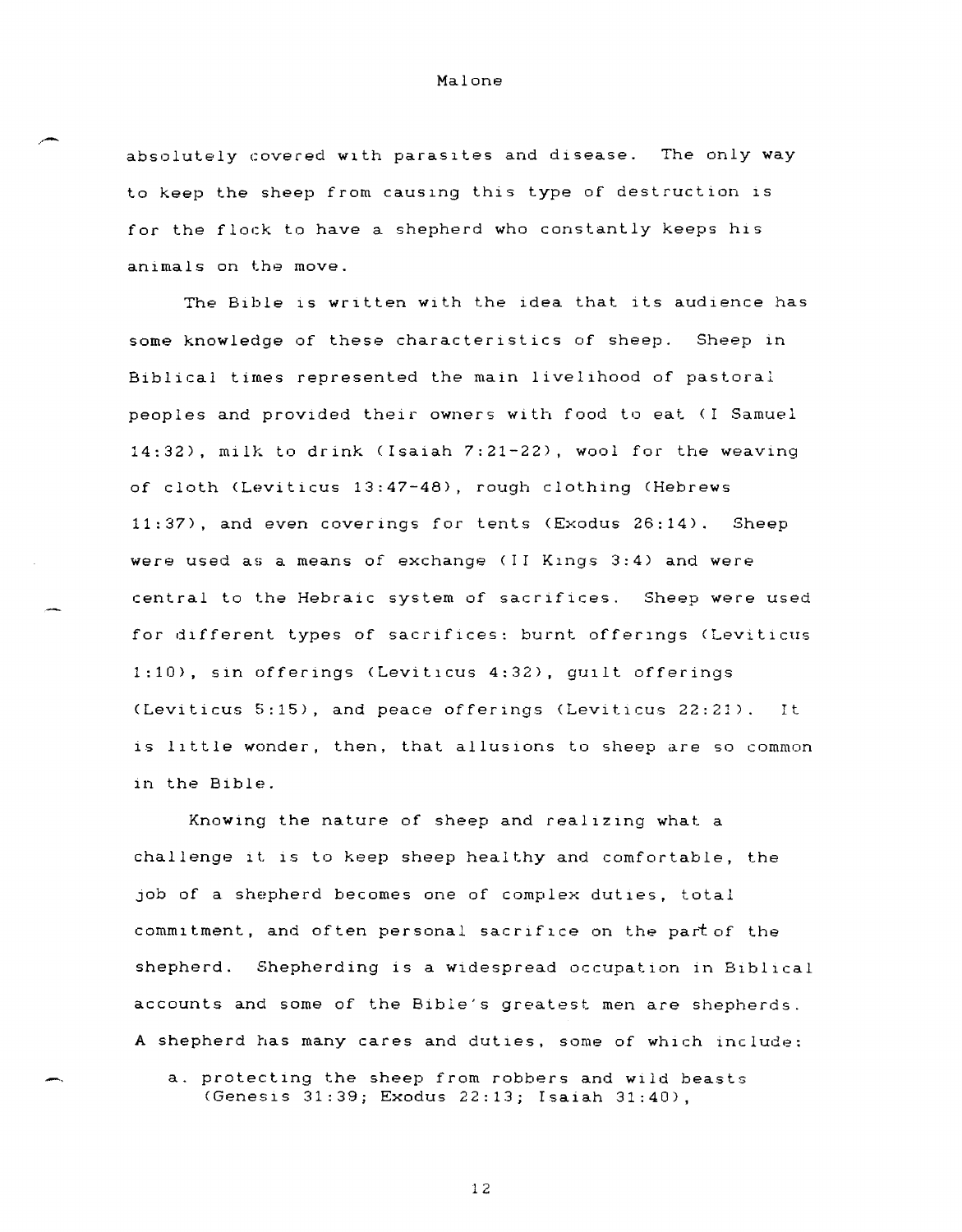absolutely covered with parasites and disease. The only way to keep the sheep from causing this type of destruction is for the flock to have a shepherd who constantly keeps his animals on the move.

The Bible is written with the idea that its audience has some knowledge of these characteristics of sheep. Sheep in Biblical times represented the main livelihood of pastoral peoples and provided their owners with food to eat (I Samuel 14:32), milk to drink (Isaiah 7:21-22), wool for the weaving of cloth (Leviticus 13:47-48), rough clothing (Hebrews 11:37), and even coverings for tents (Exodus 26:14). Sheep were used as a means of exchange (II Kings 3:4) and were central to the Hebraic system of sacrifices. Sheep were used for different types of sacrifices: burnt offerings (Leviticus 1:10), sin offerings (Leviticus 4:32), guilt offerings (Leviticus 5:15), and peace offerings (Leviticus 22:21). It is little wonder, then, that allusions to sheep are so common in the Bible.

Knowing the nature of sheep and realizing what a challenge it is to keep sheep healthy and comfortable, the job of a shepherd becomes one of complex duties, total commitment, and often personal sacrifice on the part of the shepherd. Shepherding is a widespread occupation in Biblical accounts and some of the Bible's greatest men are shepherds. A shepherd has many cares and duties, some of which include:

a. protecting the sheep from robbers and wild beasts (Genesis 31:39; Exodus 22:13; Isaiah 31:40),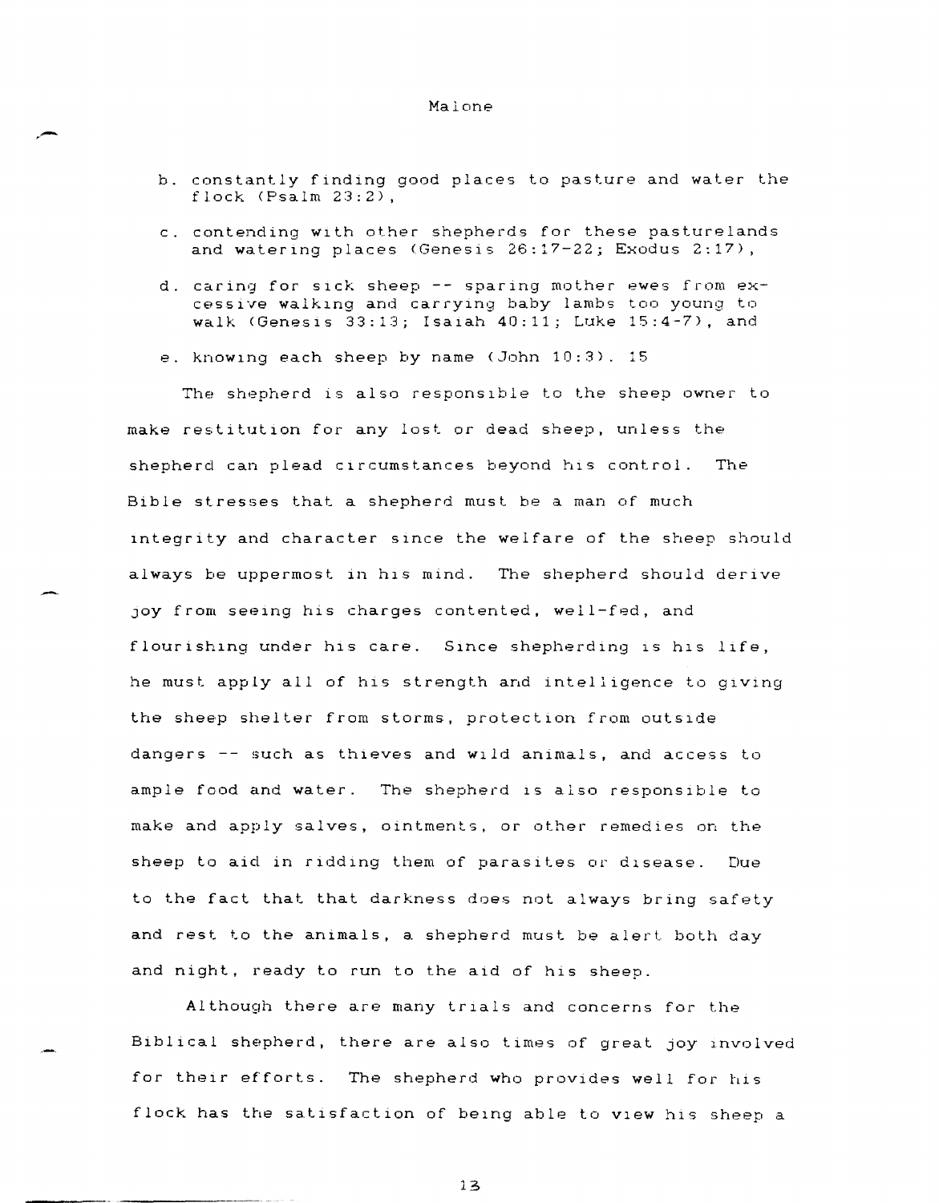b. constantly finding good places to pasture and water the flock (Psalm 23:2),

c. contending with other shepherds for these pasturelands and watering places (Genesis 26:17-22; Exodus 2:17),

d. caring for sick sheep -- sparing mother ewes from excessive walking and carrying baby lambs too young to walk (Genesis 33:13; Isaiah 40:11; Luke 15:4-7), and

e. knowing each sheep by name (John 10:3). 15

The shepherd is also responsible to the sheep owner to make restitution for any lost or dead sheep, unless the shepherd can plead circumstances beyond his control. The Bible stresses that a shepherd must be a man of much integrity and character since the welfare of the sheep should always be uppermost in his mind. The shepherd should derive joy from seeing his charges contented, well-fed, and flourishing under his care. Since shepherding is his life, he must apply all of his strength and intelligence to giving the sheep shelter from storms, protection from outside dangers -- such as thieves and wild animals, and access to ample food and water. The shepherd is also responsible to make and apply salves, ointments, or other remedies on the sheep to aid in ridding them of parasites or disease. Due to the fact that that darkness does not always bring safety and rest to the animals, a shepherd must be alert both day and night, ready to run to the aid of his sheep.

Although there are many trials and concerns for the Biblical shepherd, there are also times of great joy involved for their efforts. The shepherd who provides well for his flock has the satisfaction of being able to view his sheep a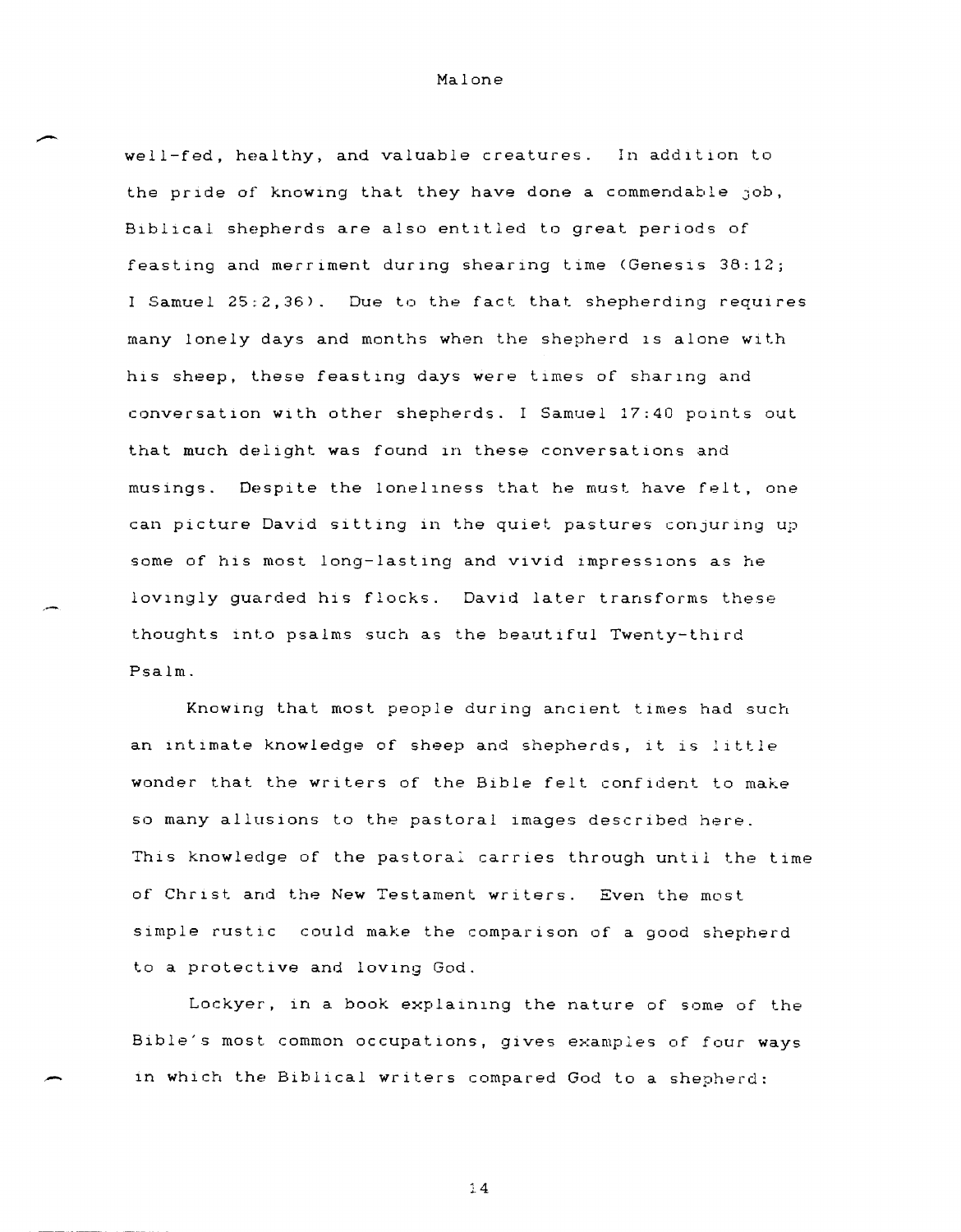well-fed, healthy, and valuable creatures. In addition to the pride of knowing that they have done a commendable job, Biblical shepherds are also entitled to great periods of feasting and merriment during shearing time (Genesis 38:12; I Samuel 25:2,36). Due to the fact that shepherding requires many lonely days and months when the shepherd is alone with his sheep, these feasting days were times of sharing and conversation with other shepherds. I Samuel 17:40 points out that much delight was found in these conversations and musings. Despite the loneliness that he must have felt, one can picture David sitting in the quiet pastures conjuring up some of his most long-lasting and vivid impressions as he lovingly guarded his flocks. David later transforms these thoughts into psalms such as the beautiful Twenty-third Psalm.

Knowing that most people during ancient times had such an intimate knowledge of sheep and shepherds, it is little wonder that the writers of the Bible felt confident to make so many allusions to the pastoral images described here. This knowledge of the pastoral carries through until the time of Christ and the New Testament writers. Even the most simple rustic could make the comparison of a good shepherd to a protective and loving God.

Lockyer, in a book explaining the nature of some of the Bible's most common occupations, gives examples of four ways in which the Biblical writers compared God to a shepherd: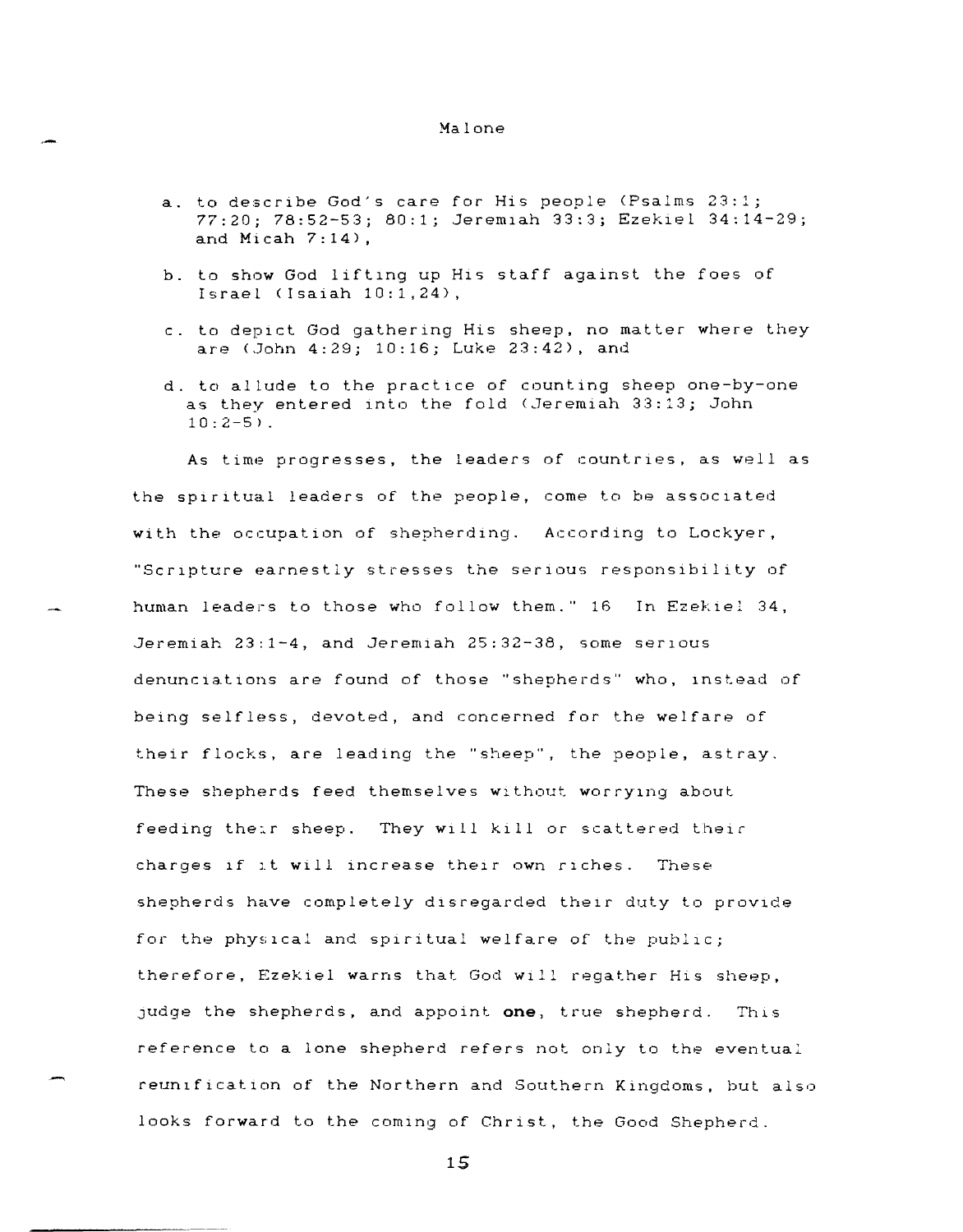a. to describe God's care for His people (Psalms 23:1; 77:20; 78:52-53; 80:1; Jeremiah 33:3; Ezekiel 34:14-29; and Micah 7:14),

b. to show God lifting up His staff against the foes of Israel (Isaiah 10:1,24),

c. to depict God gathering His sheep, no matter where they are (John 4:29; 10:16; Luke 23:42), and

d. to allude to the practice of counting sheep one-by-one as they entered into the fold (Jeremiah 33:13; John 10:2-5).

As time progresses, the leaders of countries, as well as the spiritual leaders of the people, come to be associated with the occupation of shepherding. According to Lockyer, "Scripture earnestly stresses the serious responsibility of human leaders to those who follow them." 16 In Ezekiel 34, Jeremiah 23:1-4, and Jeremiah 25:32-38, some serious denunciations are found of those "shepherds" who, instead of being selfless, devoted, and concerned for the welfare of their flocks, are leading the "sheep", the people, astray. These shepherds feed themselves without worrying about feeding their sheep. They will kill or scattered their charges if it will increase their own riches. These shepherds have completely disregarded their duty to provide for the physical and spiritual welfare of the public; therefore, Ezekiel warns that God will regather His sheep, judge the shepherds, and appoint **one**, true shepherd. This reference to a lone shepherd refers not only to the eventual reunification of the Northern and Southern Kingdoms, but also looks forward to the coming of Christ, the Good Shepherd.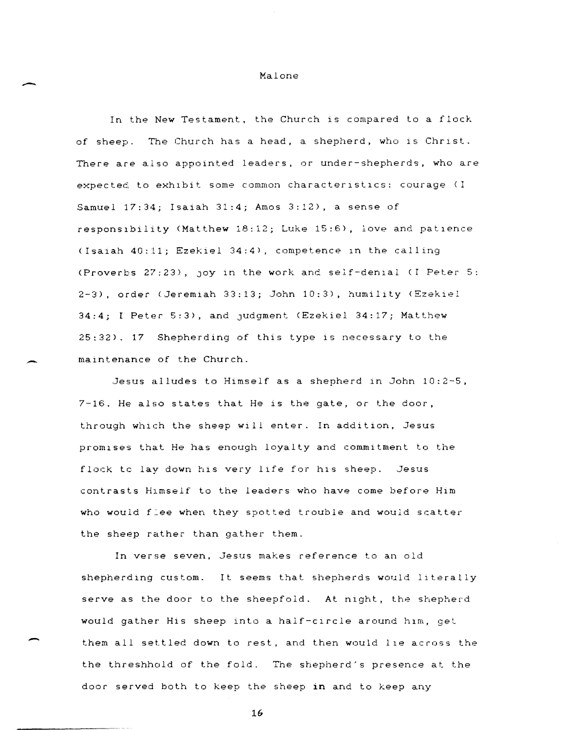In the New Testament, the Church is compared to a flock of sheep. The Church has a head, a shepherd, who is Christ. There are also appointed leaders, or under-shepherds, who are expected to exhibit some common characteristics: courage (I Samuel 17:34; Isaiah 31:4; Amos 3:12), a sense of responsibility (Matthew 18:12; Luke 15:6), love and patience (Isaiah 40:11; Ezekiel 34:4), competence in the calling (Proverbs 27:23), joy in the work and self-denial (I Peter 5: 2-3), order (Jeremiah 33:13; John 10:3), humility (Ezekiel 34:4; I Peter 5:3), and judgment (Ezekiel 34:17; Matthew 25:32). 17 Shepherding of this type is necessary to the maintenance of the Church.

Jesus alludes to Himself as a shepherd in John 10:2-5, 7-16. He also states that He is the gate, or the door, through which the sheep will enter. In addition, Jesus promises that He has enough loyalty and commitment to the flock to lay down his very life for his sheep. Jesus contrasts Himself to the leaders who have come before Him who would flee when they spotted trouble and would scatter the sheep rather than gather them.

In verse seven, Jesus makes reference to an old shepherding custom. It seems that shepherds would literally serve as the door to the sheepfold. At night, the shepherd would gather His sheep into a half-circle around him, get them all settled down to rest, and then would lie across the the threshhold of the fold. The shepherd's presence at the door served both to keep the sheep **in** and to keep any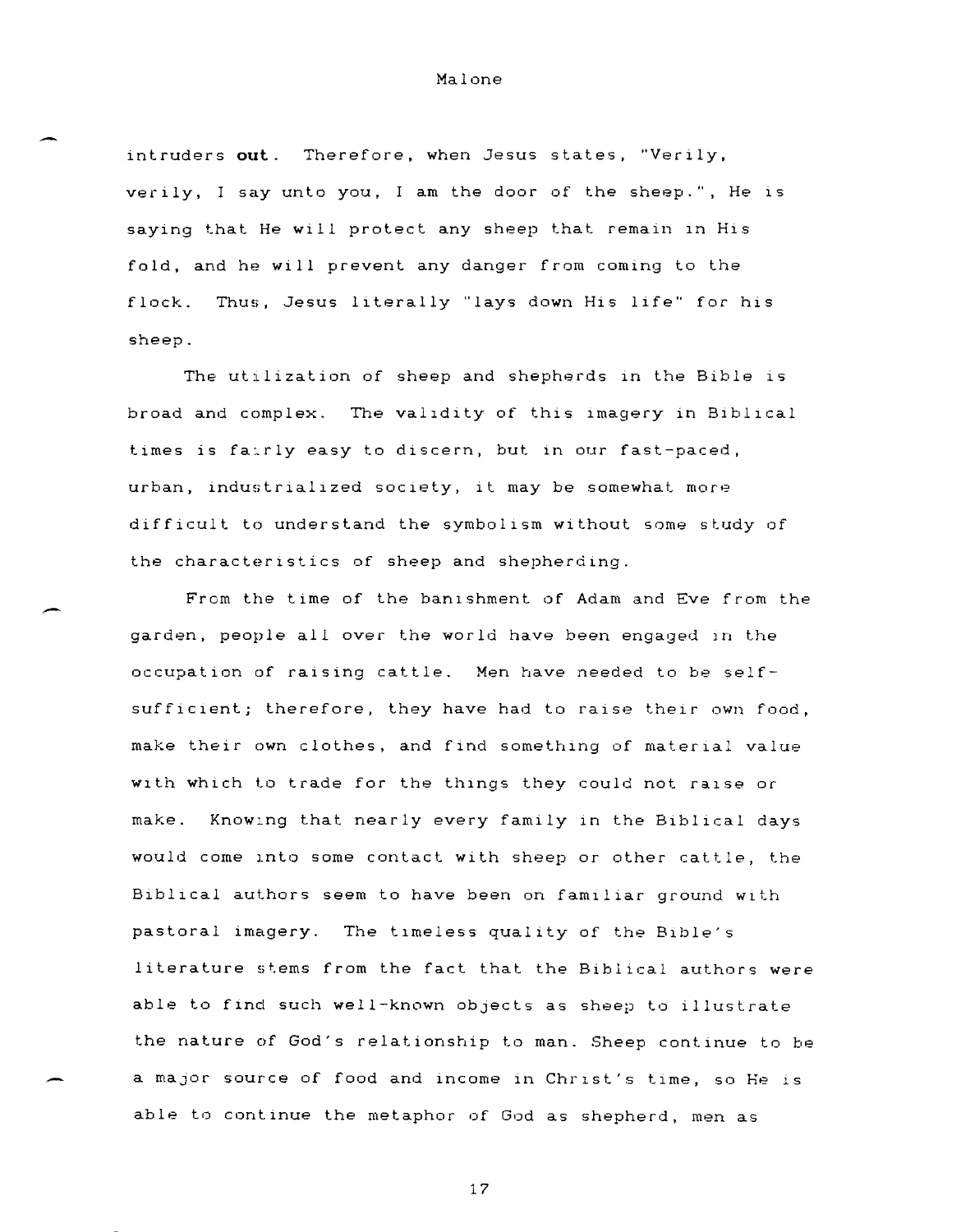intruders **out**. Therefore, when Jesus states, "Verily, verily, I say unto you, I am the door of the sheep.", He is saying that He will protect any sheep that remain in His fold, and he will prevent any danger from coming to the flock. Thus, Jesus literally "lays down His life" for his sheep.

The utilization of sheep and shepherds in the Bible is broad and complex. The validity of this imagery in Biblical times is fairly easy to discern, but in our fast-paced, urban, industrialized society, it may be somewhat more difficult to understand the symbolism without some study of the characteristics of sheep and shepherding.

From the time of the banishment of Adam and Eve from the garden, people all over the world have been engaged in the occupation of raising cattle. Men have needed to be self-sufficient; therefore, they have had to raise their own food, make their own clothes, and find something of material value with which to trade for the things they could not raise or make. Knowing that nearly every family in the Biblical days would come into some contact with sheep or other cattle, the Biblical authors seem to have been on familiar ground with pastoral imagery. The timeless quality of the Bible's literature stems from the fact that the Biblical authors were able to find such well-known objects as sheep to illustrate the nature of God's relationship to man. Sheep continue to be a major source of food and income in Christ's time, so He is able to continue the metaphor of God as shepherd, men as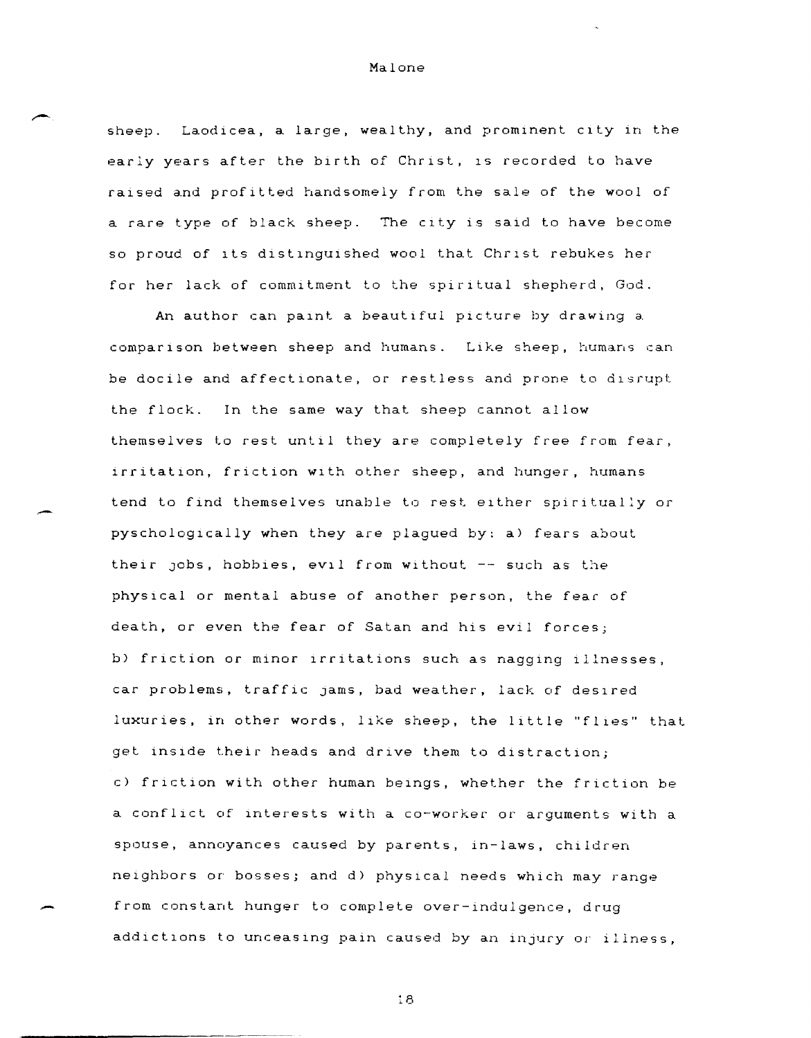sheep. Laodicea, a large, wealthy, and prominent city in the early years after the birth of Christ, is recorded to have raised and profitted handsomely from the sale of the wool of a rare type of black sheep. The city is said to have become so proud of its distinguished wool that Christ rebukes her for her lack of commitment to the spiritual shepherd, God.

An author can paint a beautiful picture by drawing a comparison between sheep and humans. Like sheep, humans can be docile and affectionate, or restless and prone to disrupt the flock. In the same way that sheep cannot allow themselves to rest until they are completely free from fear, irritation, friction with other sheep, and hunger, humans tend to find themselves unable to rest either spiritually or pyschologically when they are plagued by: a) fears about their jobs, hobbies, evil from without -- such as the physical or mental abuse of another person, the fear of death, or even the fear of Satan and his evil forces; b) friction or minor irritations such as nagging illnesses, car problems, traffic jams, bad weather, lack of desired luxuries, in other words, like sheep, the little "flies" that get inside their heads and drive them to distraction; c) friction with other human beings, whether the friction be a conflict of interests with a co-worker or arguments with a spouse, annoyances caused by parents, in-laws, children neighbors or bosses; and d) physical needs which may range from constant hunger to complete over-indulgence, drug addictions to unceasing pain caused by an injury or illness,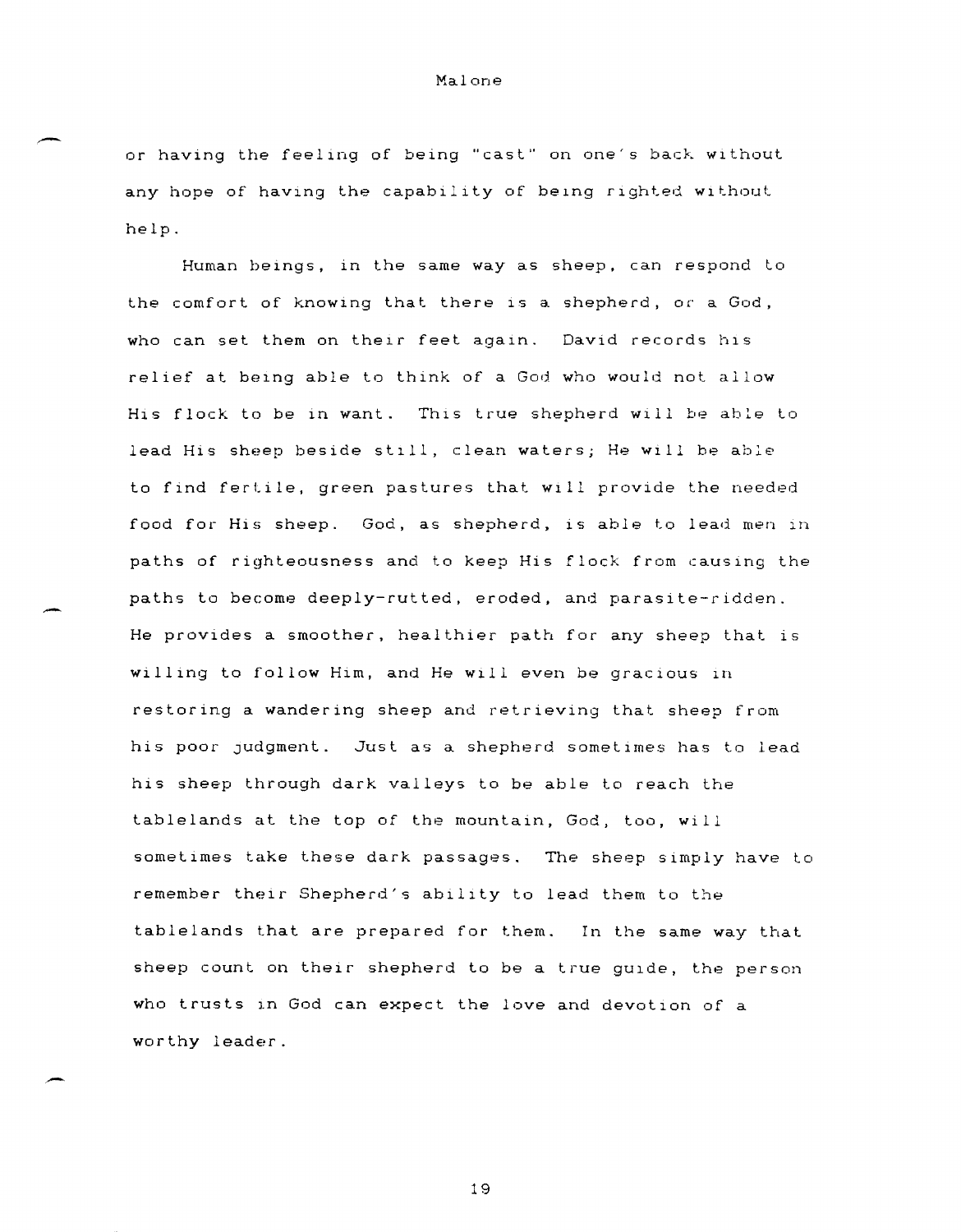or having the feeling of being "cast" on one's back without any hope of having the capability of being righted without help.

Human beings, in the same way as sheep, can respond to the comfort of knowing that there is a shepherd, or a God, who can set them on their feet again. David records his relief at being able to think of a God who would not allow His flock to be in want. This true shepherd will be able to lead His sheep beside still, clean waters; He will be able to find fertile, green pastures that will provide the needed food for His sheep. God, as shepherd, is able to lead men in paths of righteousness and to keep His flock from causing the paths to become deeply-rutted, eroded, and parasite-ridden. He provides a smoother, healthier path for any sheep that is willing to follow Him, and He will even be gracious in restoring a wandering sheep and retrieving that sheep from his poor judgment. Just as a shepherd sometimes has to lead his sheep through dark valleys to be able to reach the tablelands at the top of the mountain, God, too, will sometimes take these dark passages. The sheep simply have to remember their Shepherd's ability to lead them to the tablelands that are prepared for them. In the same way that sheep count on their shepherd to be a true guide, the person who trusts in God can expect the love and devotion of a worthy leader.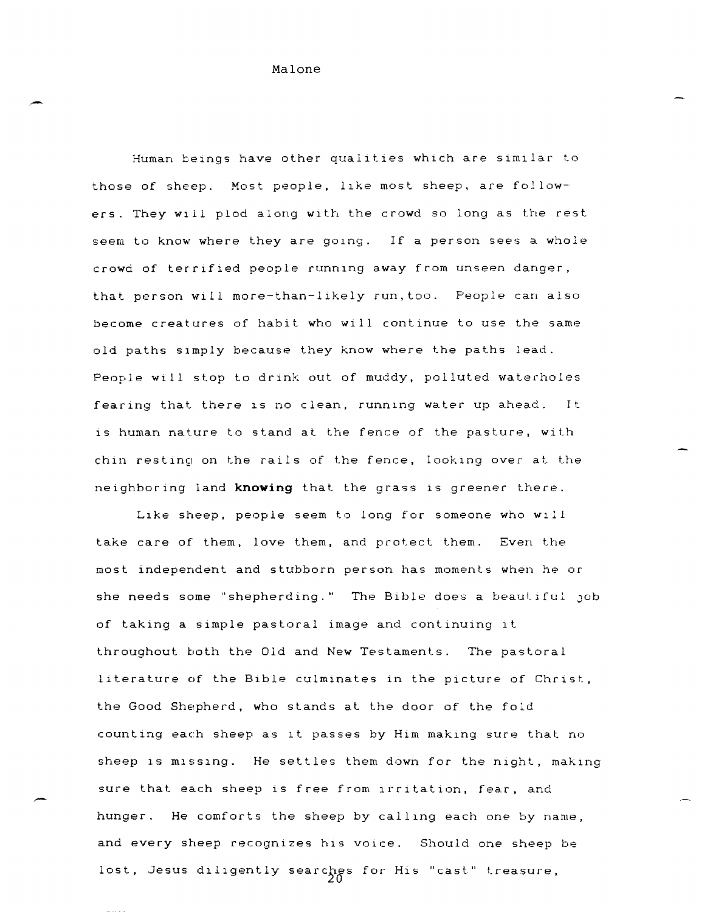Human beings have other qualities which are similar to those of sheep. Most people, like most sheep, are followers. They will plod along with the crowd so long as the rest seem to know where they are going. If a person sees a whole crowd of terrified people running away from unseen danger, that person will more-than-likely run,too. People can also become creatures of habit who will continue to use the same old paths simply because they know where the paths lead. People will stop to drink out of muddy, polluted waterholes fearing that there is no clean, running water up ahead. It is human nature to stand at the fence of the pasture, with chin resting on the rails of the fence, looking over at the neighboring land **knowing** that the grass is greener there.

Like sheep, people seem to long for someone who will take care of them, love them, and protect them. Even the most independent and stubborn person has moments when he or she needs some "shepherding." The Bible does a beautiful job of taking a simple pastoral image and continuing it throughout both the Old and New Testaments. The pastoral literature of the Bible culminates in the picture of Christ, the Good Shepherd, who stands at the door of the fold counting each sheep as it passes by Him making sure that no sheep is missing. He settles them down for the night, making sure that each sheep is free from irritation, fear, and hunger. He comforts the sheep by calling each one by name, and every sheep recognizes his voice. Should one sheep be lost, Jesus diligently searches for His "cast" treasure,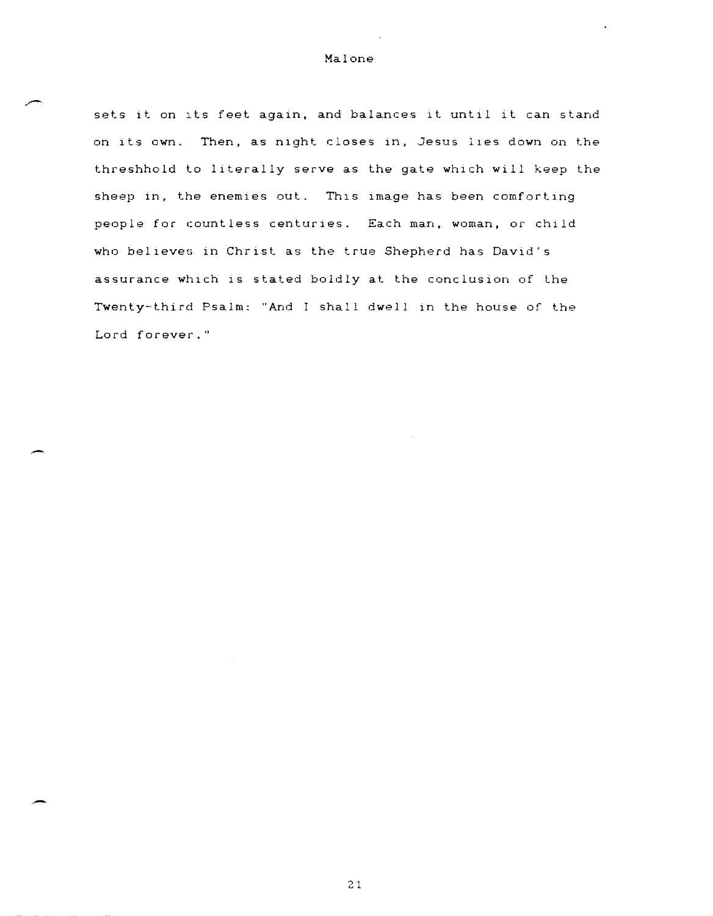sets it on its feet again, and balances it until it can stand on its own. Then, as night closes in, Jesus lies down on the threshhold to literally serve as the gate which will keep the sheep in, the enemies out. This image has been comforting people for countless centuries. Each man, woman, or child who believes in Christ as the true Shepherd has David's assurance which is stated boldly at the conclusion of the Twenty-third Psalm: "And I shall dwell in the house of the Lord forever."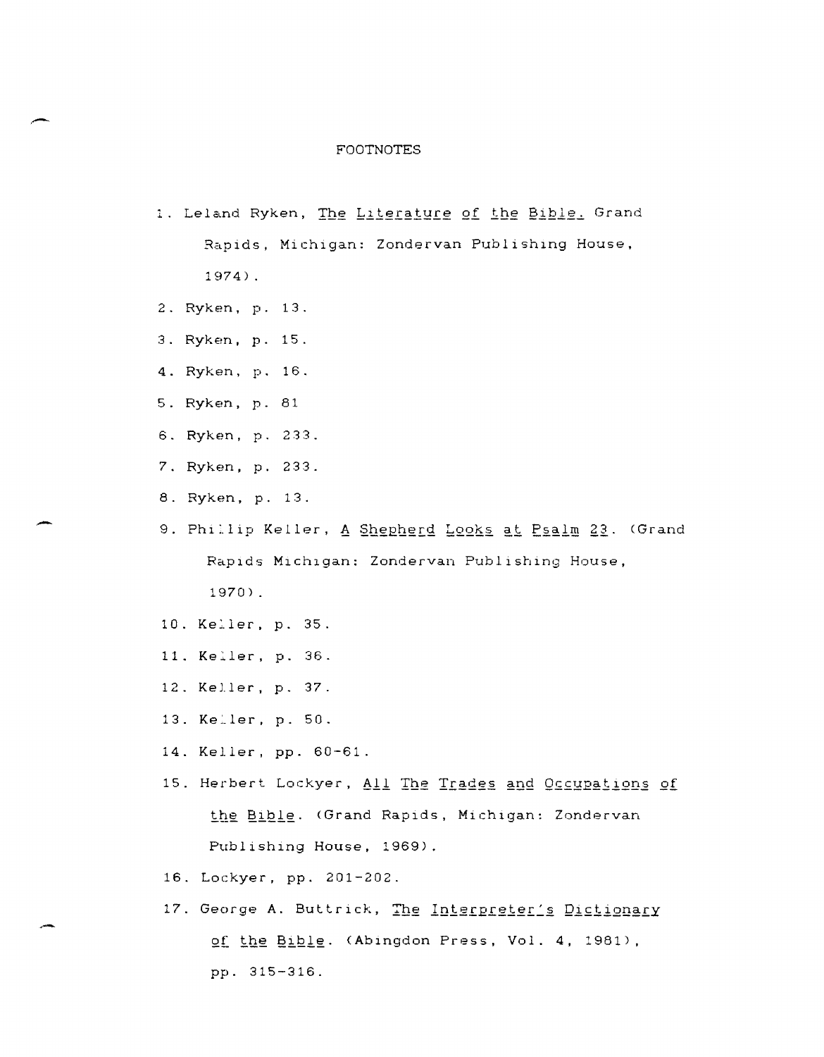# FOOTNOTES

1. Leland Ryken, _The Literature of the Bible._ Grand Rapids, Michigan: Zondervan Publishing House, 1974).
2. Ryken, p. 13.
3. Ryken, p. 15.
4. Ryken, p. 16.
5. Ryken, p. 81
6. Ryken, p. 233.
7. Ryken, p. 233.
8. Ryken, p. 13.
9. Phillip Keller, _A Shepherd Looks at Psalm 23_. (Grand Rapids Michigan: Zondervan Publishing House, 1970).
10. Keller, p. 35.
11. Keller, p. 36.
12. Keller, p. 37.
13. Keller, p. 50.
14. Keller, pp. 60-61.
15. Herbert Lockyer, _All The Trades and Occupations of the Bible_. (Grand Rapids, Michigan: Zondervan Publishing House, 1969).
16. Lockyer, pp. 201-202.
17. George A. Buttrick, _The Interpreter's Dictionary of the Bible_. (Abingdon Press, Vol. 4, 1981), pp. 315-316.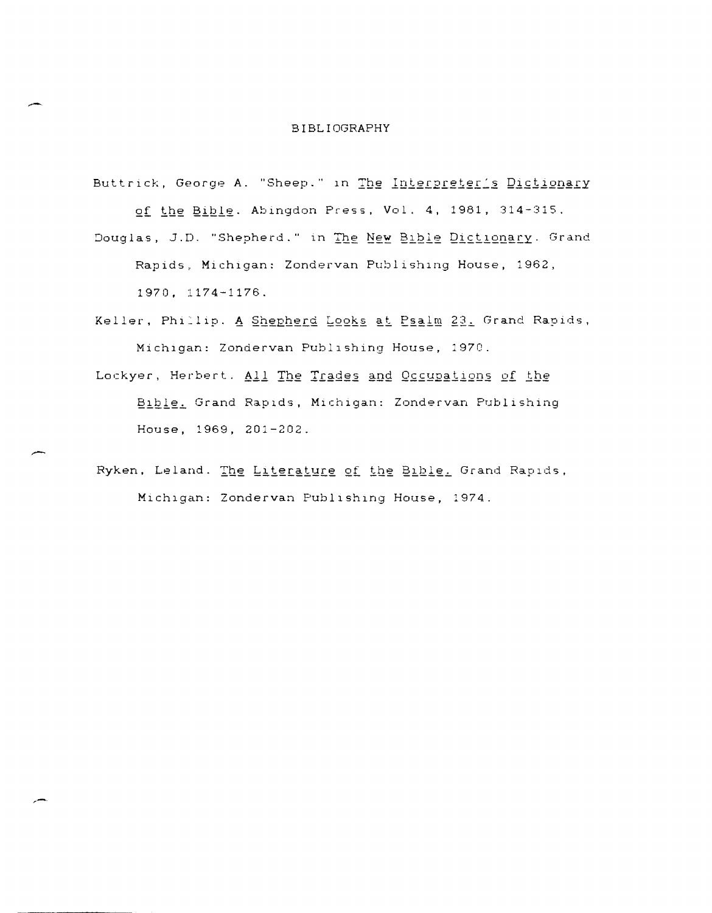# BIBLIOGRAPHY

Buttrick, George A. "Sheep." in *The Interpreter's Dictionary of the Bible*. Abingdon Press, Vol. 4, 1981, 314-315.

Douglas, J.D. "Shepherd." in *The New Bible Dictionary*. Grand Rapids, Michigan: Zondervan Publishing House, 1962, 1970, 1174-1176.

Keller, Phillip. *A Shepherd Looks at Psalm 23.* Grand Rapids, Michigan: Zondervan Publishing House, 1970.

Lockyer, Herbert. *All The Trades and Occupations of the Bible.* Grand Rapids, Michigan: Zondervan Publishing House, 1969, 201-202.

Ryken, Leland. *The Literature of the Bible.* Grand Rapids, Michigan: Zondervan Publishing House, 1974.